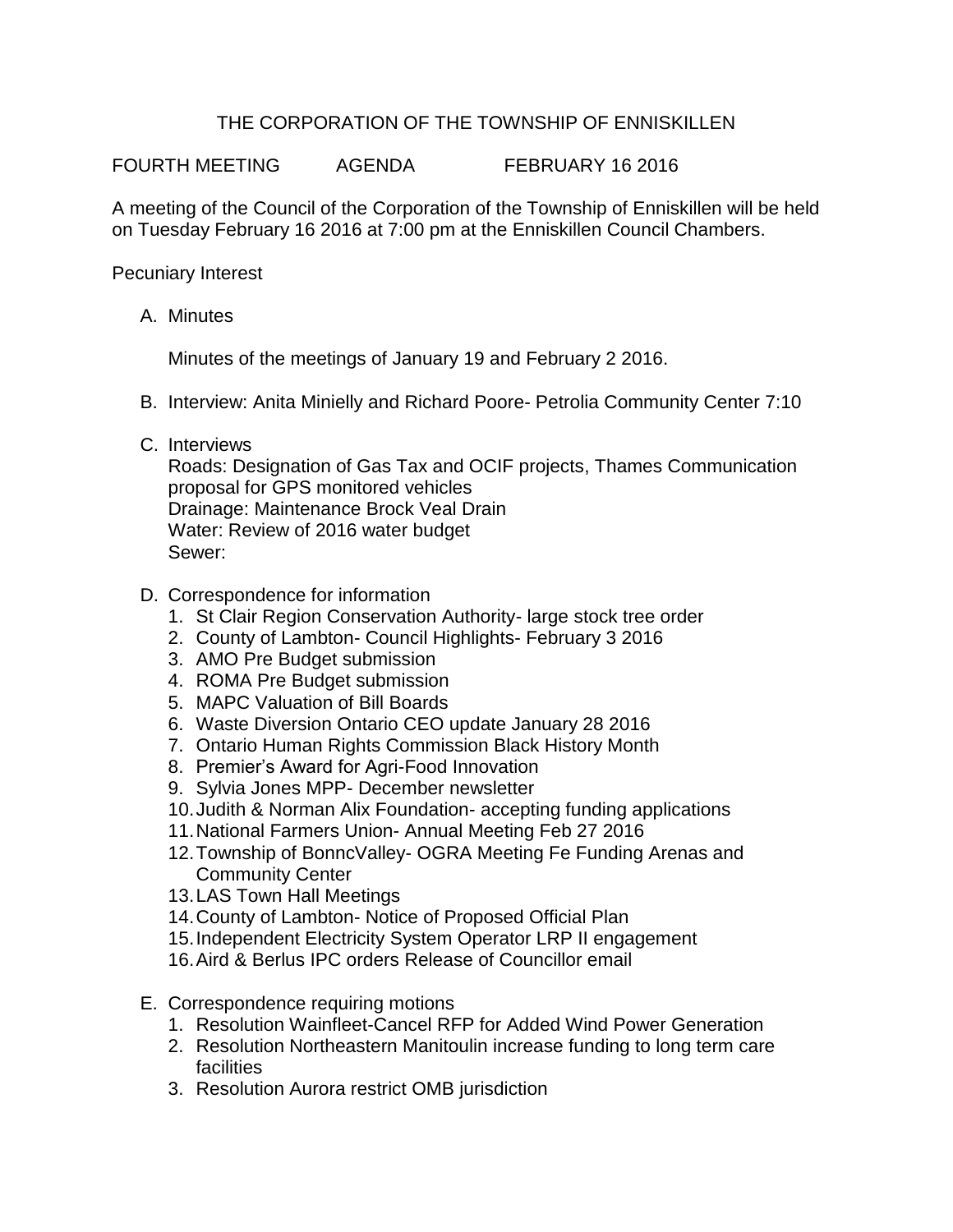# THE CORPORATION OF THE TOWNSHIP OF ENNISKILLEN

FOURTH MEETING AGENDA FEBRUARY 16 2016

A meeting of the Council of the Corporation of the Township of Enniskillen will be held on Tuesday February 16 2016 at 7:00 pm at the Enniskillen Council Chambers.

Pecuniary Interest

A. Minutes

   Minutes of the meetings of January 19 and February 2 2016.

B. Interview: Anita Minielly and Richard Poore- Petrolia Community Center 7:10

C. Interviews
   Roads: Designation of Gas Tax and OCIF projects, Thames Communication proposal for GPS monitored vehicles
   Drainage: Maintenance Brock Veal Drain
   Water: Review of 2016 water budget
   Sewer:

D. Correspondence for information
   1. St Clair Region Conservation Authority- large stock tree order
   2. County of Lambton- Council Highlights- February 3 2016
   3. AMO Pre Budget submission
   4. ROMA Pre Budget submission
   5. MAPC Valuation of Bill Boards
   6. Waste Diversion Ontario CEO update January 28 2016
   7. Ontario Human Rights Commission Black History Month
   8. Premier's Award for Agri-Food Innovation
   9. Sylvia Jones MPP- December newsletter
   10. Judith & Norman Alix Foundation- accepting funding applications
   11. National Farmers Union- Annual Meeting Feb 27 2016
   12. Township of BonncValley- OGRA Meeting Fe Funding Arenas and Community Center
   13. LAS Town Hall Meetings
   14. County of Lambton- Notice of Proposed Official Plan
   15. Independent Electricity System Operator LRP II engagement
   16. Aird & Berlus IPC orders Release of Councillor email

E. Correspondence requiring motions
   1. Resolution Wainfleet-Cancel RFP for Added Wind Power Generation
   2. Resolution Northeastern Manitoulin increase funding to long term care facilities
   3. Resolution Aurora restrict OMB jurisdiction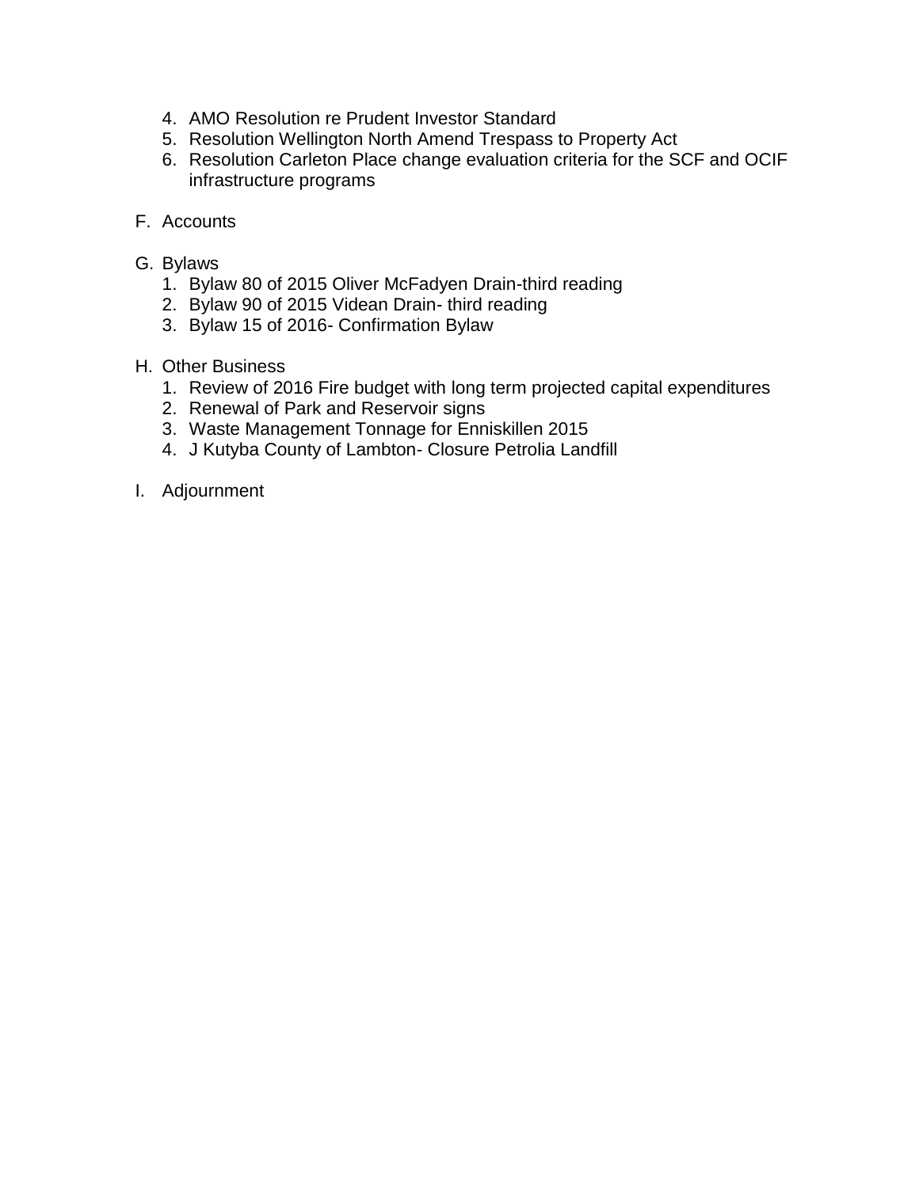4. AMO Resolution re Prudent Investor Standard
5. Resolution Wellington North Amend Trespass to Property Act
6. Resolution Carleton Place change evaluation criteria for the SCF and OCIF infrastructure programs

F. Accounts

G. Bylaws
   1. Bylaw 80 of 2015 Oliver McFadyen Drain-third reading
   2. Bylaw 90 of 2015 Videan Drain- third reading
   3. Bylaw 15 of 2016- Confirmation Bylaw

H. Other Business
   1. Review of 2016 Fire budget with long term projected capital expenditures
   2. Renewal of Park and Reservoir signs
   3. Waste Management Tonnage for Enniskillen 2015
   4. J Kutyba County of Lambton- Closure Petrolia Landfill

I. Adjournment